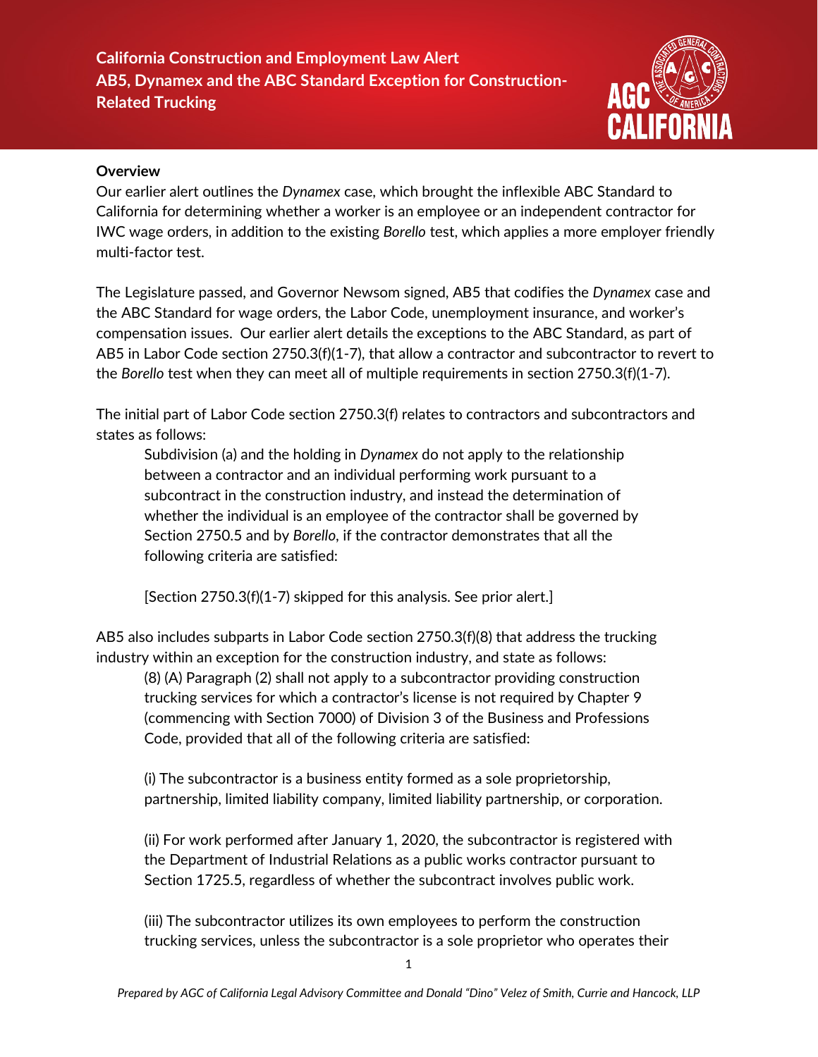# California Construction and Employment Law Alert
## AB5, Dynamex and the ABC Standard Exception for Construction-Related Trucking

**Overview**

Our earlier alert outlines the *Dynamex* case, which brought the inflexible ABC Standard to California for determining whether a worker is an employee or an independent contractor for IWC wage orders, in addition to the existing *Borello* test, which applies a more employer friendly multi-factor test.

The Legislature passed, and Governor Newsom signed, AB5 that codifies the *Dynamex* case and the ABC Standard for wage orders, the Labor Code, unemployment insurance, and worker's compensation issues. Our earlier alert details the exceptions to the ABC Standard, as part of AB5 in Labor Code section 2750.3(f)(1-7), that allow a contractor and subcontractor to revert to the *Borello* test when they can meet all of multiple requirements in section 2750.3(f)(1-7).

The initial part of Labor Code section 2750.3(f) relates to contractors and subcontractors and states as follows:

> Subdivision (a) and the holding in *Dynamex* do not apply to the relationship between a contractor and an individual performing work pursuant to a subcontract in the construction industry, and instead the determination of whether the individual is an employee of the contractor shall be governed by Section 2750.5 and by *Borello*, if the contractor demonstrates that all the following criteria are satisfied:
>
> [Section 2750.3(f)(1-7) skipped for this analysis. See prior alert.]

AB5 also includes subparts in Labor Code section 2750.3(f)(8) that address the trucking industry within an exception for the construction industry, and state as follows:

> (8) (A) Paragraph (2) shall not apply to a subcontractor providing construction trucking services for which a contractor's license is not required by Chapter 9 (commencing with Section 7000) of Division 3 of the Business and Professions Code, provided that all of the following criteria are satisfied:
>
> (i) The subcontractor is a business entity formed as a sole proprietorship, partnership, limited liability company, limited liability partnership, or corporation.
>
> (ii) For work performed after January 1, 2020, the subcontractor is registered with the Department of Industrial Relations as a public works contractor pursuant to Section 1725.5, regardless of whether the subcontract involves public work.
>
> (iii) The subcontractor utilizes its own employees to perform the construction trucking services, unless the subcontractor is a sole proprietor who operates their

*Prepared by AGC of California Legal Advisory Committee and Donald "Dino" Velez of Smith, Currie and Hancock, LLP*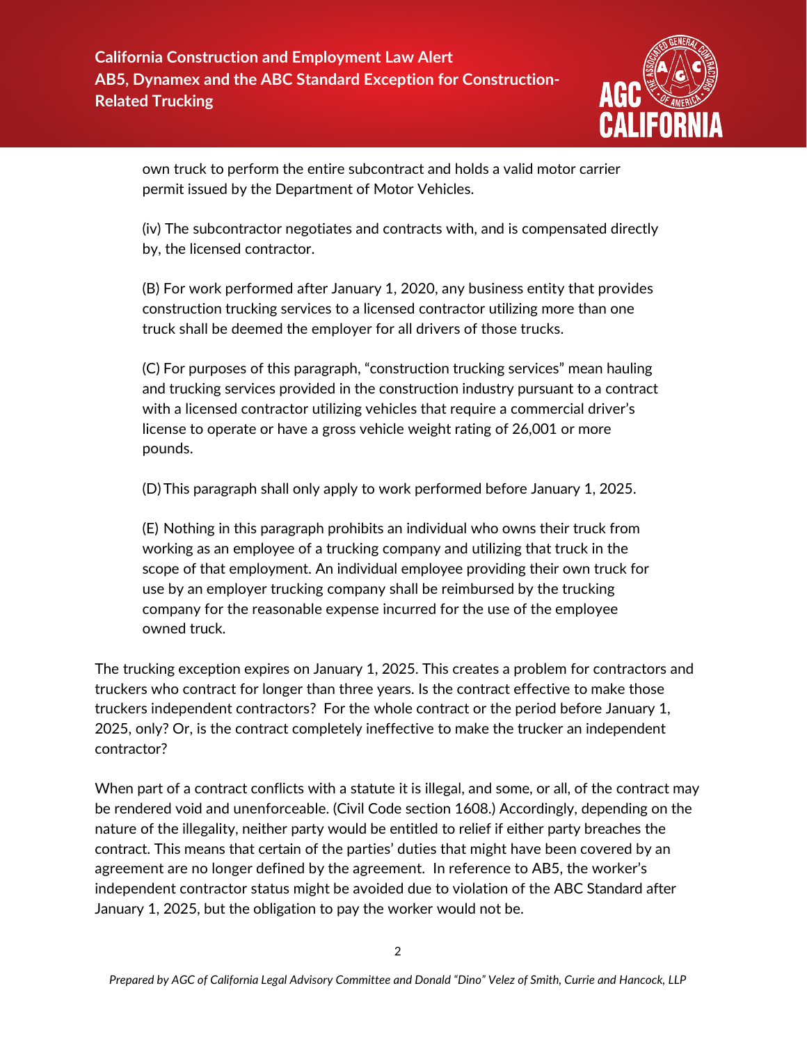own truck to perform the entire subcontract and holds a valid motor carrier permit issued by the Department of Motor Vehicles.

(iv) The subcontractor negotiates and contracts with, and is compensated directly by, the licensed contractor.

(B) For work performed after January 1, 2020, any business entity that provides construction trucking services to a licensed contractor utilizing more than one truck shall be deemed the employer for all drivers of those trucks.

(C) For purposes of this paragraph, "construction trucking services" mean hauling and trucking services provided in the construction industry pursuant to a contract with a licensed contractor utilizing vehicles that require a commercial driver's license to operate or have a gross vehicle weight rating of 26,001 or more pounds.

(D) This paragraph shall only apply to work performed before January 1, 2025.

(E) Nothing in this paragraph prohibits an individual who owns their truck from working as an employee of a trucking company and utilizing that truck in the scope of that employment. An individual employee providing their own truck for use by an employer trucking company shall be reimbursed by the trucking company for the reasonable expense incurred for the use of the employee owned truck.

The trucking exception expires on January 1, 2025. This creates a problem for contractors and truckers who contract for longer than three years. Is the contract effective to make those truckers independent contractors? For the whole contract or the period before January 1, 2025, only? Or, is the contract completely ineffective to make the trucker an independent contractor?

When part of a contract conflicts with a statute it is illegal, and some, or all, of the contract may be rendered void and unenforceable. (Civil Code section 1608.) Accordingly, depending on the nature of the illegality, neither party would be entitled to relief if either party breaches the contract. This means that certain of the parties' duties that might have been covered by an agreement are no longer defined by the agreement. In reference to AB5, the worker's independent contractor status might be avoided due to violation of the ABC Standard after January 1, 2025, but the obligation to pay the worker would not be.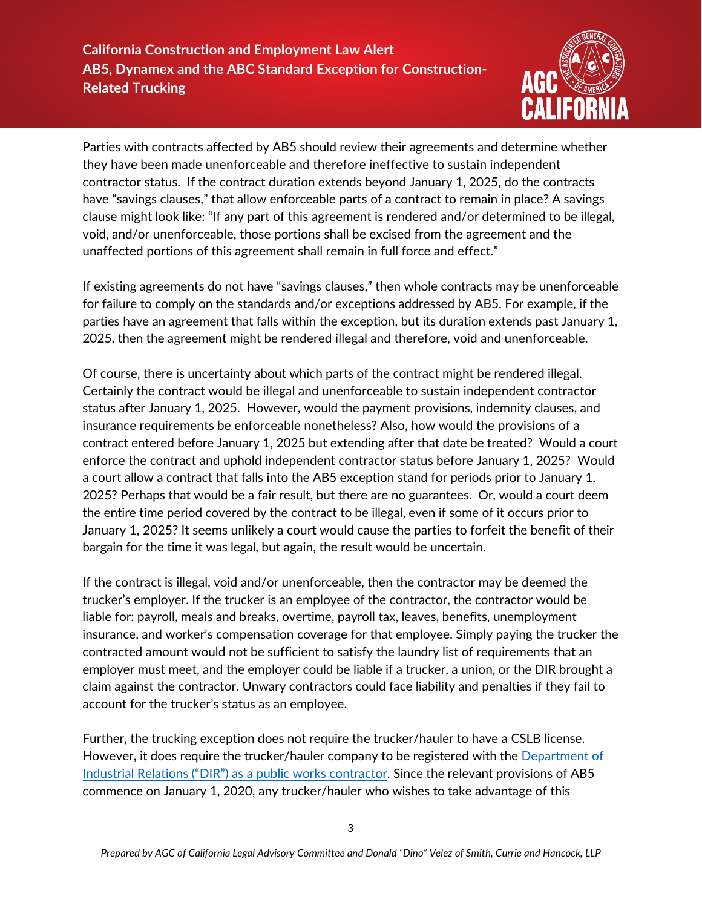Parties with contracts affected by AB5 should review their agreements and determine whether they have been made unenforceable and therefore ineffective to sustain independent contractor status. If the contract duration extends beyond January 1, 2025, do the contracts have "savings clauses," that allow enforceable parts of a contract to remain in place? A savings clause might look like: "If any part of this agreement is rendered and/or determined to be illegal, void, and/or unenforceable, those portions shall be excised from the agreement and the unaffected portions of this agreement shall remain in full force and effect."

If existing agreements do not have "savings clauses," then whole contracts may be unenforceable for failure to comply on the standards and/or exceptions addressed by AB5. For example, if the parties have an agreement that falls within the exception, but its duration extends past January 1, 2025, then the agreement might be rendered illegal and therefore, void and unenforceable.

Of course, there is uncertainty about which parts of the contract might be rendered illegal. Certainly the contract would be illegal and unenforceable to sustain independent contractor status after January 1, 2025. However, would the payment provisions, indemnity clauses, and insurance requirements be enforceable nonetheless? Also, how would the provisions of a contract entered before January 1, 2025 but extending after that date be treated? Would a court enforce the contract and uphold independent contractor status before January 1, 2025? Would a court allow a contract that falls into the AB5 exception stand for periods prior to January 1, 2025? Perhaps that would be a fair result, but there are no guarantees. Or, would a court deem the entire time period covered by the contract to be illegal, even if some of it occurs prior to January 1, 2025? It seems unlikely a court would cause the parties to forfeit the benefit of their bargain for the time it was legal, but again, the result would be uncertain.

If the contract is illegal, void and/or unenforceable, then the contractor may be deemed the trucker's employer. If the trucker is an employee of the contractor, the contractor would be liable for: payroll, meals and breaks, overtime, payroll tax, leaves, benefits, unemployment insurance, and worker's compensation coverage for that employee. Simply paying the trucker the contracted amount would not be sufficient to satisfy the laundry list of requirements that an employer must meet, and the employer could be liable if a trucker, a union, or the DIR brought a claim against the contractor. Unwary contractors could face liability and penalties if they fail to account for the trucker's status as an employee.

Further, the trucking exception does not require the trucker/hauler to have a CSLB license. However, it does require the trucker/hauler company to be registered with the Department of Industrial Relations ("DIR") as a public works contractor. Since the relevant provisions of AB5 commence on January 1, 2020, any trucker/hauler who wishes to take advantage of this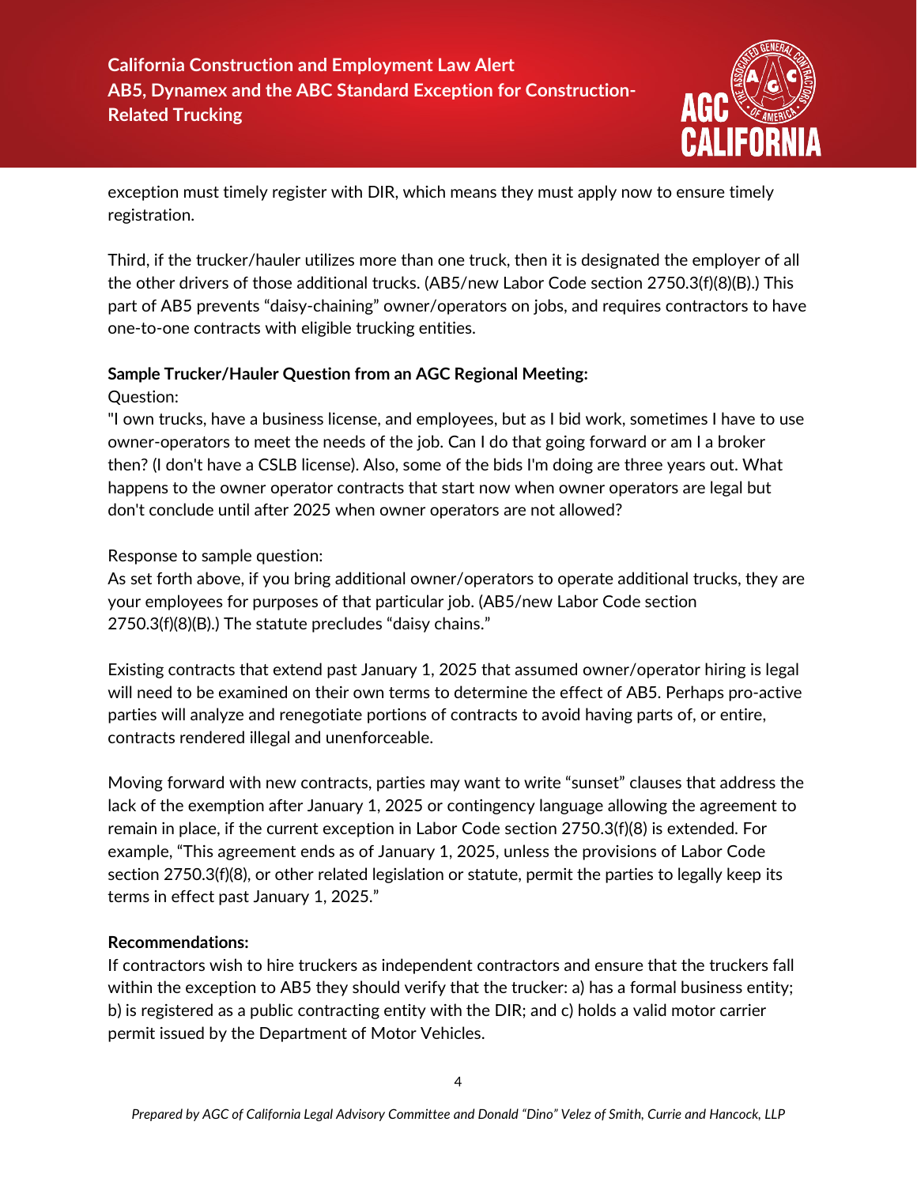exception must timely register with DIR, which means they must apply now to ensure timely registration.

Third, if the trucker/hauler utilizes more than one truck, then it is designated the employer of all the other drivers of those additional trucks. (AB5/new Labor Code section 2750.3(f)(8)(B).) This part of AB5 prevents "daisy-chaining" owner/operators on jobs, and requires contractors to have one-to-one contracts with eligible trucking entities.

**Sample Trucker/Hauler Question from an AGC Regional Meeting:**

Question:

"I own trucks, have a business license, and employees, but as I bid work, sometimes I have to use owner-operators to meet the needs of the job. Can I do that going forward or am I a broker then? (I don't have a CSLB license). Also, some of the bids I'm doing are three years out. What happens to the owner operator contracts that start now when owner operators are legal but don't conclude until after 2025 when owner operators are not allowed?

Response to sample question:

As set forth above, if you bring additional owner/operators to operate additional trucks, they are your employees for purposes of that particular job. (AB5/new Labor Code section 2750.3(f)(8)(B).) The statute precludes "daisy chains."

Existing contracts that extend past January 1, 2025 that assumed owner/operator hiring is legal will need to be examined on their own terms to determine the effect of AB5. Perhaps pro-active parties will analyze and renegotiate portions of contracts to avoid having parts of, or entire, contracts rendered illegal and unenforceable.

Moving forward with new contracts, parties may want to write "sunset" clauses that address the lack of the exemption after January 1, 2025 or contingency language allowing the agreement to remain in place, if the current exception in Labor Code section 2750.3(f)(8) is extended. For example, "This agreement ends as of January 1, 2025, unless the provisions of Labor Code section 2750.3(f)(8), or other related legislation or statute, permit the parties to legally keep its terms in effect past January 1, 2025."

**Recommendations:**

If contractors wish to hire truckers as independent contractors and ensure that the truckers fall within the exception to AB5 they should verify that the trucker: a) has a formal business entity; b) is registered as a public contracting entity with the DIR; and c) holds a valid motor carrier permit issued by the Department of Motor Vehicles.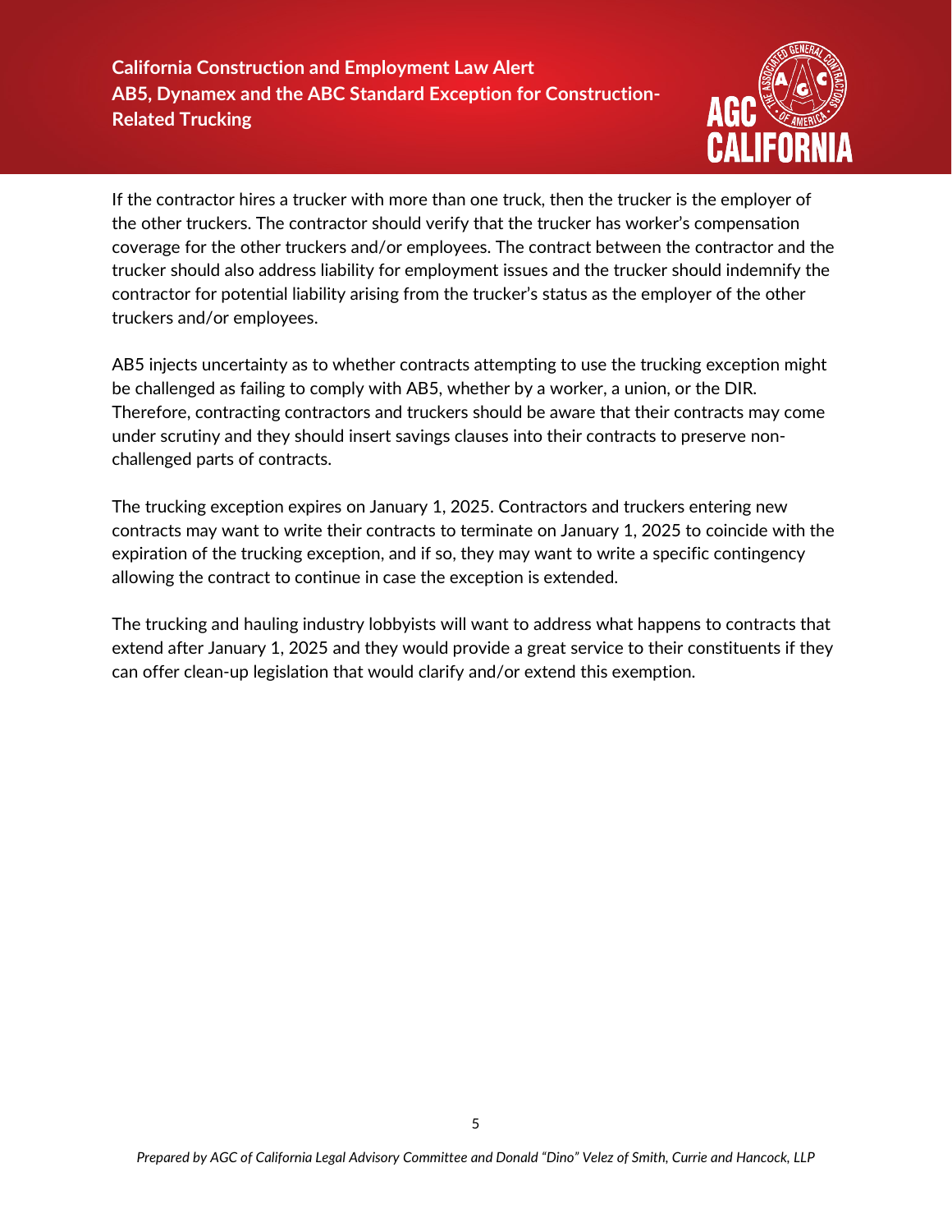If the contractor hires a trucker with more than one truck, then the trucker is the employer of the other truckers. The contractor should verify that the trucker has worker's compensation coverage for the other truckers and/or employees. The contract between the contractor and the trucker should also address liability for employment issues and the trucker should indemnify the contractor for potential liability arising from the trucker's status as the employer of the other truckers and/or employees.

AB5 injects uncertainty as to whether contracts attempting to use the trucking exception might be challenged as failing to comply with AB5, whether by a worker, a union, or the DIR. Therefore, contracting contractors and truckers should be aware that their contracts may come under scrutiny and they should insert savings clauses into their contracts to preserve non-challenged parts of contracts.

The trucking exception expires on January 1, 2025. Contractors and truckers entering new contracts may want to write their contracts to terminate on January 1, 2025 to coincide with the expiration of the trucking exception, and if so, they may want to write a specific contingency allowing the contract to continue in case the exception is extended.

The trucking and hauling industry lobbyists will want to address what happens to contracts that extend after January 1, 2025 and they would provide a great service to their constituents if they can offer clean-up legislation that would clarify and/or extend this exemption.